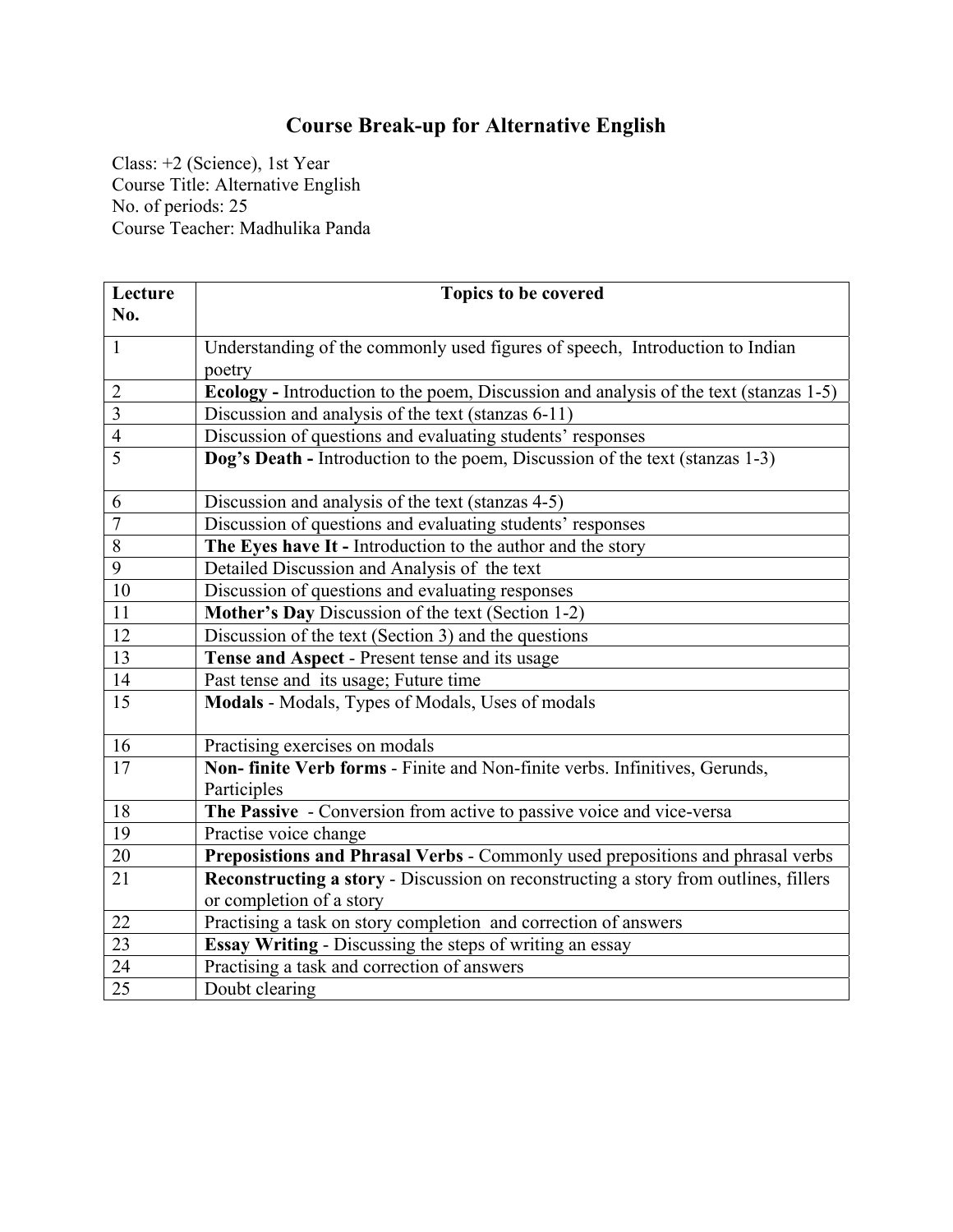# Course Break-up for Alternative English

Class: +2 (Science), 1st Year
Course Title: Alternative English
No. of periods: 25
Course Teacher: Madhulika Panda

| Lecture No. | Topics to be covered |
|---|---|
| 1 | Understanding of the commonly used figures of speech, Introduction to Indian poetry |
| 2 | **Ecology -** Introduction to the poem, Discussion and analysis of the text (stanzas 1-5) |
| 3 | Discussion and analysis of the text (stanzas 6-11) |
| 4 | Discussion of questions and evaluating students' responses |
| 5 | **Dog's Death -** Introduction to the poem, Discussion of the text (stanzas 1-3) |
| 6 | Discussion and analysis of the text (stanzas 4-5) |
| 7 | Discussion of questions and evaluating students' responses |
| 8 | **The Eyes have It -** Introduction to the author and the story |
| 9 | Detailed Discussion and Analysis of the text |
| 10 | Discussion of questions and evaluating responses |
| 11 | **Mother's Day** Discussion of the text (Section 1-2) |
| 12 | Discussion of the text (Section 3) and the questions |
| 13 | **Tense and Aspect** - Present tense and its usage |
| 14 | Past tense and its usage; Future time |
| 15 | **Modals** - Modals, Types of Modals, Uses of modals |
| 16 | Practising exercises on modals |
| 17 | **Non- finite Verb forms** - Finite and Non-finite verbs. Infinitives, Gerunds, Participles |
| 18 | **The Passive** - Conversion from active to passive voice and vice-versa |
| 19 | Practise voice change |
| 20 | **Prepositions and Phrasal Verbs** - Commonly used prepositions and phrasal verbs |
| 21 | **Reconstructing a story** - Discussion on reconstructing a story from outlines, fillers or completion of a story |
| 22 | Practising a task on story completion and correction of answers |
| 23 | **Essay Writing** - Discussing the steps of writing an essay |
| 24 | Practising a task and correction of answers |
| 25 | Doubt clearing |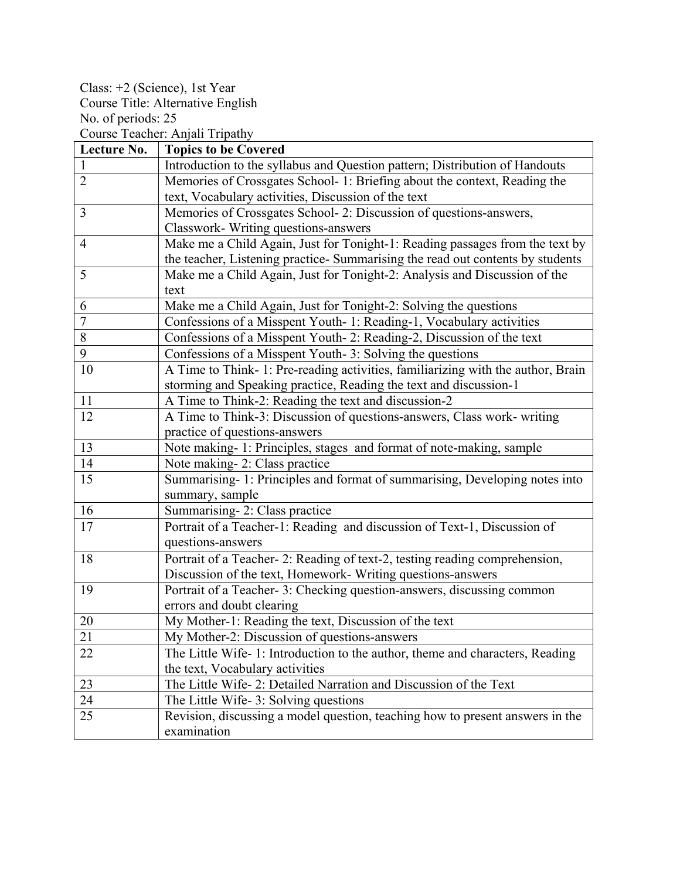Class: +2 (Science), 1st Year
Course Title: Alternative English
No. of periods: 25
Course Teacher: Anjali Tripathy

| Lecture No. | Topics to be Covered |
| --- | --- |
| 1 | Introduction to the syllabus and Question pattern; Distribution of Handouts |
| 2 | Memories of Crossgates School- 1: Briefing about the context, Reading the text, Vocabulary activities, Discussion of the text |
| 3 | Memories of Crossgates School- 2: Discussion of questions-answers, Classwork- Writing questions-answers |
| 4 | Make me a Child Again, Just for Tonight-1: Reading passages from the text by the teacher, Listening practice- Summarising the read out contents by students |
| 5 | Make me a Child Again, Just for Tonight-2: Analysis and Discussion of the text |
| 6 | Make me a Child Again, Just for Tonight-2: Solving the questions |
| 7 | Confessions of a Misspent Youth- 1: Reading-1, Vocabulary activities |
| 8 | Confessions of a Misspent Youth- 2: Reading-2, Discussion of the text |
| 9 | Confessions of a Misspent Youth- 3: Solving the questions |
| 10 | A Time to Think- 1: Pre-reading activities, familiarizing with the author, Brain storming and Speaking practice, Reading the text and discussion-1 |
| 11 | A Time to Think-2: Reading the text and discussion-2 |
| 12 | A Time to Think-3: Discussion of questions-answers, Class work- writing practice of questions-answers |
| 13 | Note making- 1: Principles, stages and format of note-making, sample |
| 14 | Note making- 2: Class practice |
| 15 | Summarising- 1: Principles and format of summarising, Developing notes into summary, sample |
| 16 | Summarising- 2: Class practice |
| 17 | Portrait of a Teacher-1: Reading and discussion of Text-1, Discussion of questions-answers |
| 18 | Portrait of a Teacher- 2: Reading of text-2, testing reading comprehension, Discussion of the text, Homework- Writing questions-answers |
| 19 | Portrait of a Teacher- 3: Checking question-answers, discussing common errors and doubt clearing |
| 20 | My Mother-1: Reading the text, Discussion of the text |
| 21 | My Mother-2: Discussion of questions-answers |
| 22 | The Little Wife- 1: Introduction to the author, theme and characters, Reading the text, Vocabulary activities |
| 23 | The Little Wife- 2: Detailed Narration and Discussion of the Text |
| 24 | The Little Wife- 3: Solving questions |
| 25 | Revision, discussing a model question, teaching how to present answers in the examination |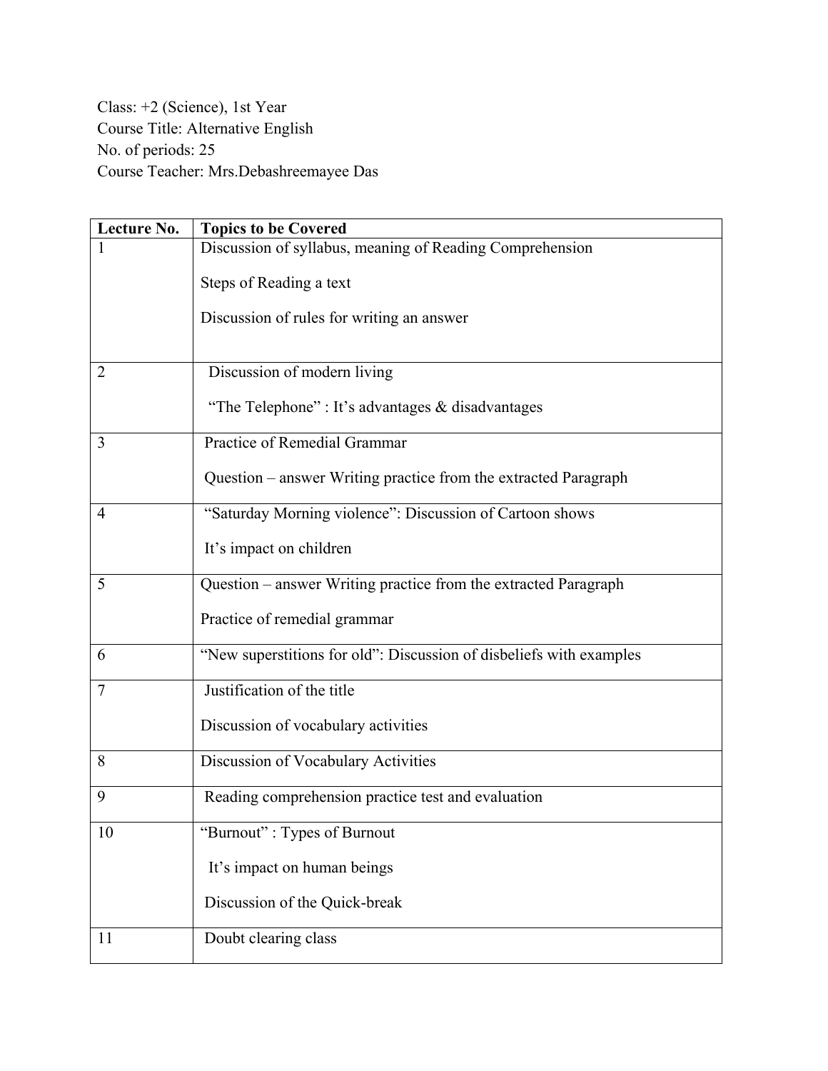Class: +2 (Science), 1st Year
Course Title: Alternative English
No. of periods: 25
Course Teacher: Mrs.Debashreemayee Das

| Lecture No. | Topics to be Covered |
|---|---|
| 1 | Discussion of syllabus, meaning of Reading Comprehension<br><br>Steps of Reading a text<br><br>Discussion of rules for writing an answer |
| 2 | Discussion of modern living<br><br>"The Telephone" : It's advantages & disadvantages |
| 3 | Practice of Remedial Grammar<br><br>Question – answer Writing practice from the extracted Paragraph |
| 4 | "Saturday Morning violence": Discussion of Cartoon shows<br><br>It's impact on children |
| 5 | Question – answer Writing practice from the extracted Paragraph<br><br>Practice of remedial grammar |
| 6 | "New superstitions for old": Discussion of disbeliefs with examples |
| 7 | Justification of the title<br><br>Discussion of vocabulary activities |
| 8 | Discussion of Vocabulary Activities |
| 9 | Reading comprehension practice test and evaluation |
| 10 | "Burnout" : Types of Burnout<br><br>It's impact on human beings<br><br>Discussion of the Quick-break |
| 11 | Doubt clearing class |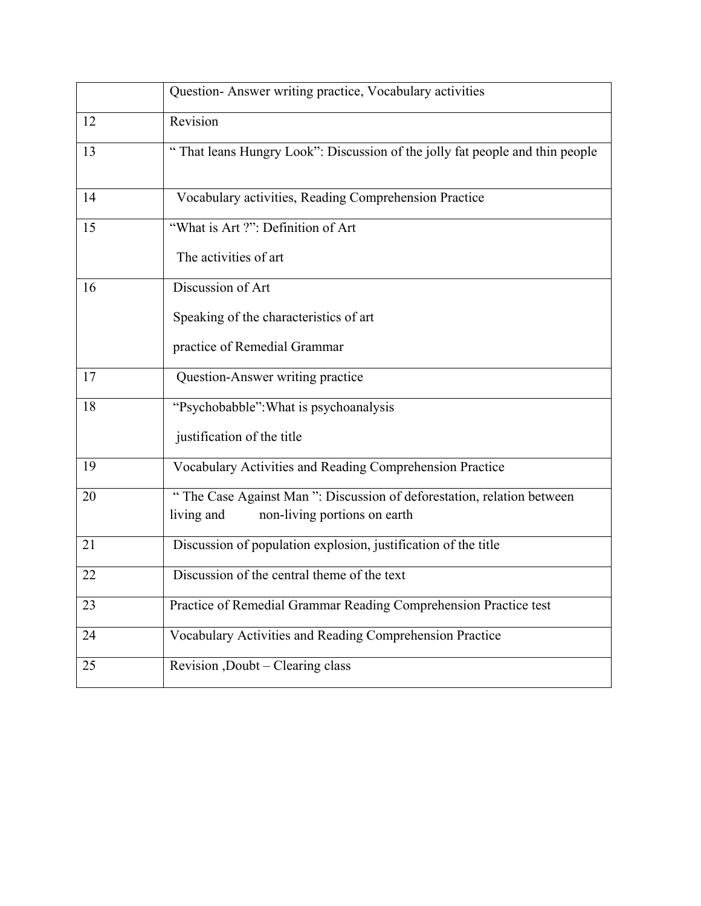| | |
|---|---|
| | Question- Answer writing practice, Vocabulary activities |
| 12 | Revision |
| 13 | " That leans Hungry Look": Discussion of the jolly fat people and thin people |
| 14 | Vocabulary activities, Reading Comprehension Practice |
| 15 | "What is Art ?": Definition of Art<br>The activities of art |
| 16 | Discussion of Art<br>Speaking of the characteristics of art<br>practice of Remedial Grammar |
| 17 | Question-Answer writing practice |
| 18 | "Psychobabble":What is psychoanalysis<br>justification of the title |
| 19 | Vocabulary Activities and Reading Comprehension Practice |
| 20 | " The Case Against Man ": Discussion of deforestation, relation between living and non-living portions on earth |
| 21 | Discussion of population explosion, justification of the title |
| 22 | Discussion of the central theme of the text |
| 23 | Practice of Remedial Grammar Reading Comprehension Practice test |
| 24 | Vocabulary Activities and Reading Comprehension Practice |
| 25 | Revision ,Doubt – Clearing class |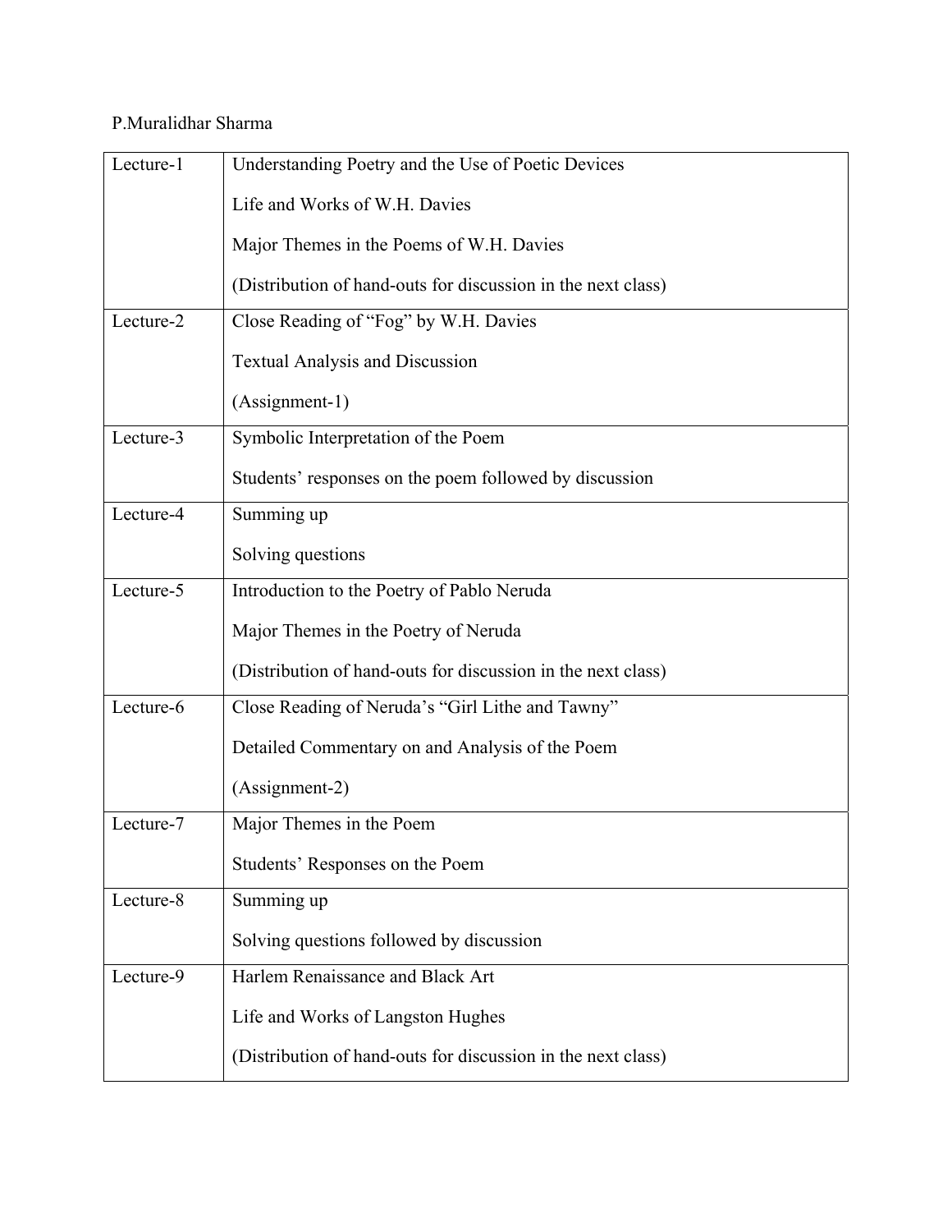P.Muralidhar Sharma

| Lecture | Content |
|---|---|
| Lecture-1 | Understanding Poetry and the Use of Poetic Devices<br>Life and Works of W.H. Davies<br>Major Themes in the Poems of W.H. Davies<br>(Distribution of hand-outs for discussion in the next class) |
| Lecture-2 | Close Reading of "Fog" by W.H. Davies<br>Textual Analysis and Discussion<br>(Assignment-1) |
| Lecture-3 | Symbolic Interpretation of the Poem<br>Students' responses on the poem followed by discussion |
| Lecture-4 | Summing up<br>Solving questions |
| Lecture-5 | Introduction to the Poetry of Pablo Neruda<br>Major Themes in the Poetry of Neruda<br>(Distribution of hand-outs for discussion in the next class) |
| Lecture-6 | Close Reading of Neruda's "Girl Lithe and Tawny"<br>Detailed Commentary on and Analysis of the Poem<br>(Assignment-2) |
| Lecture-7 | Major Themes in the Poem<br>Students' Responses on the Poem |
| Lecture-8 | Summing up<br>Solving questions followed by discussion |
| Lecture-9 | Harlem Renaissance and Black Art<br>Life and Works of Langston Hughes<br>(Distribution of hand-outs for discussion in the next class) |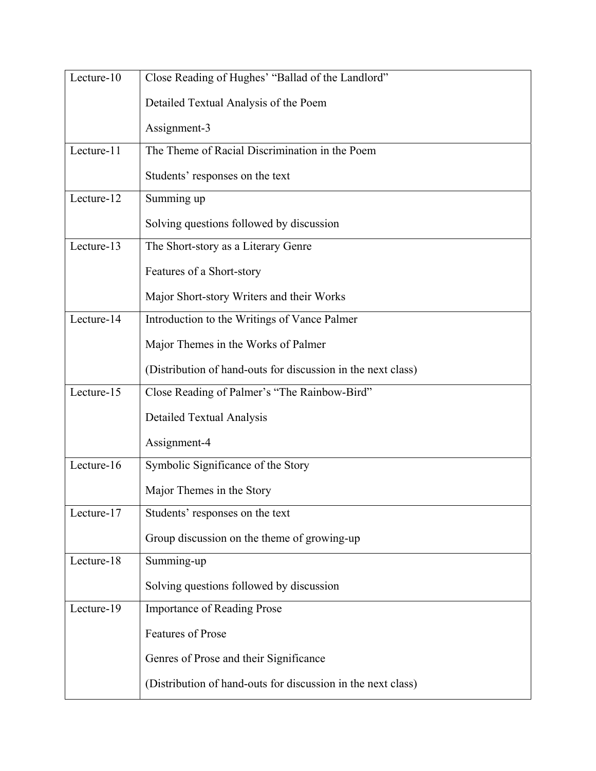| | |
|---|---|
| Lecture-10 | Close Reading of Hughes' "Ballad of the Landlord"<br><br>Detailed Textual Analysis of the Poem<br><br>Assignment-3 |
| Lecture-11 | The Theme of Racial Discrimination in the Poem<br><br>Students' responses on the text |
| Lecture-12 | Summing up<br><br>Solving questions followed by discussion |
| Lecture-13 | The Short-story as a Literary Genre<br><br>Features of a Short-story<br><br>Major Short-story Writers and their Works |
| Lecture-14 | Introduction to the Writings of Vance Palmer<br><br>Major Themes in the Works of Palmer<br><br>(Distribution of hand-outs for discussion in the next class) |
| Lecture-15 | Close Reading of Palmer's "The Rainbow-Bird"<br><br>Detailed Textual Analysis<br><br>Assignment-4 |
| Lecture-16 | Symbolic Significance of the Story<br><br>Major Themes in the Story |
| Lecture-17 | Students' responses on the text<br><br>Group discussion on the theme of growing-up |
| Lecture-18 | Summing-up<br><br>Solving questions followed by discussion |
| Lecture-19 | Importance of Reading Prose<br><br>Features of Prose<br><br>Genres of Prose and their Significance<br><br>(Distribution of hand-outs for discussion in the next class) |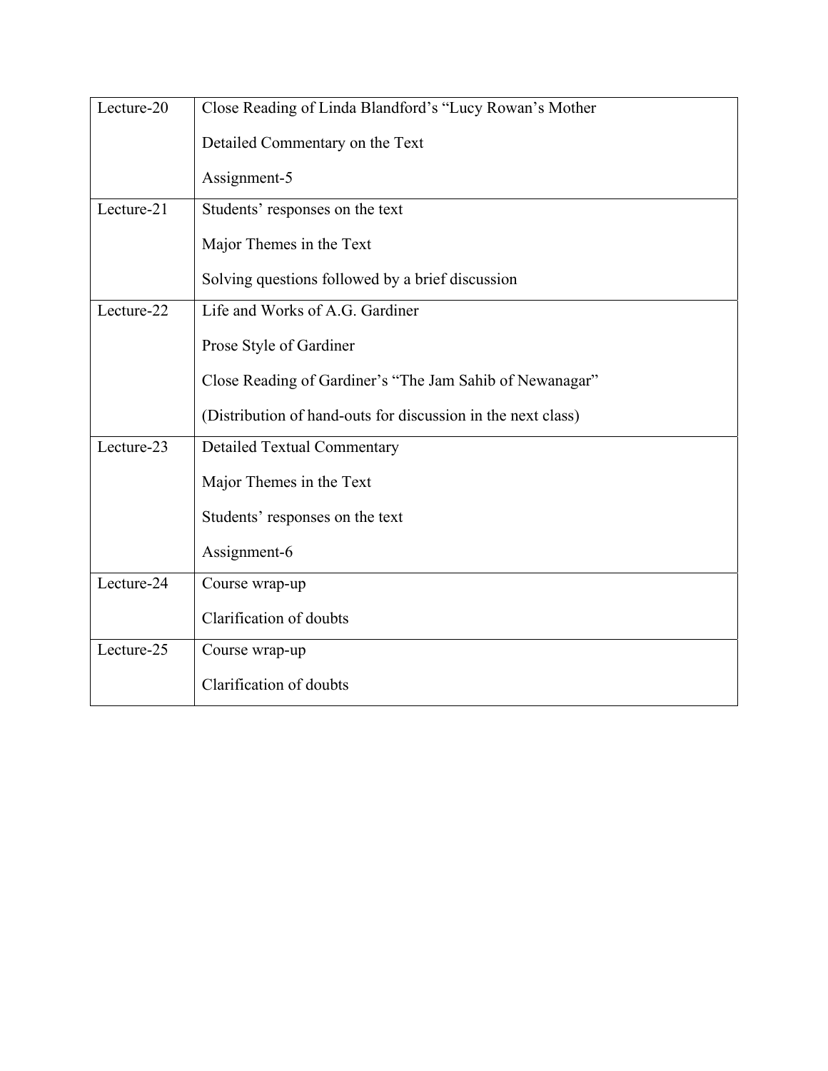| | |
|---|---|
| Lecture-20 | Close Reading of Linda Blandford's "Lucy Rowan's Mother<br><br>Detailed Commentary on the Text<br><br>Assignment-5 |
| Lecture-21 | Students' responses on the text<br><br>Major Themes in the Text<br><br>Solving questions followed by a brief discussion |
| Lecture-22 | Life and Works of A.G. Gardiner<br><br>Prose Style of Gardiner<br><br>Close Reading of Gardiner's "The Jam Sahib of Newanagar"<br><br>(Distribution of hand-outs for discussion in the next class) |
| Lecture-23 | Detailed Textual Commentary<br><br>Major Themes in the Text<br><br>Students' responses on the text<br><br>Assignment-6 |
| Lecture-24 | Course wrap-up<br><br>Clarification of doubts |
| Lecture-25 | Course wrap-up<br><br>Clarification of doubts |